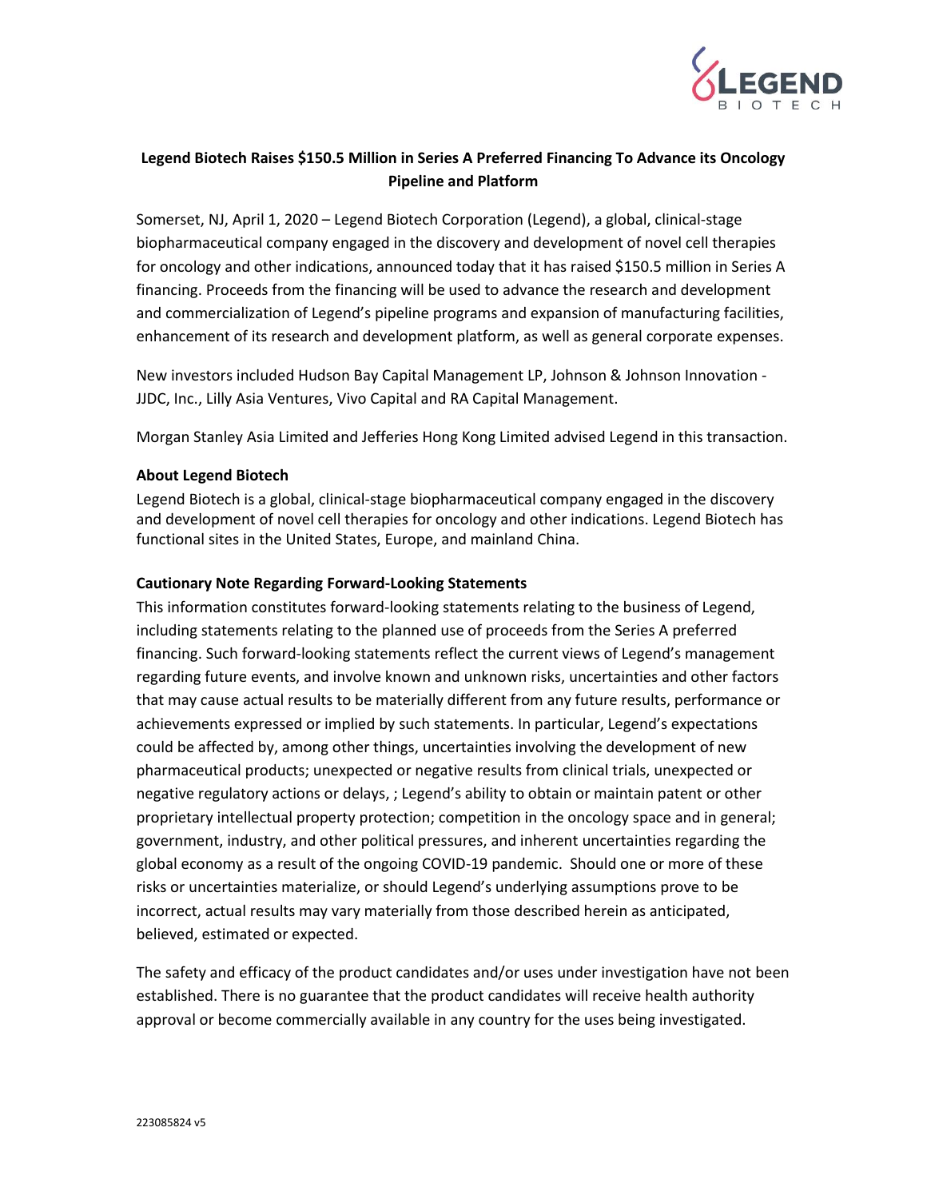**Legend Biotech Raises $150.5 Million in Series A Preferred Financing To Advance its Oncology Pipeline and Platform**

Somerset, NJ, April 1, 2020 – Legend Biotech Corporation (Legend), a global, clinical-stage biopharmaceutical company engaged in the discovery and development of novel cell therapies for oncology and other indications, announced today that it has raised $150.5 million in Series A financing. Proceeds from the financing will be used to advance the research and development and commercialization of Legend's pipeline programs and expansion of manufacturing facilities, enhancement of its research and development platform, as well as general corporate expenses.

New investors included Hudson Bay Capital Management LP, Johnson & Johnson Innovation - JJDC, Inc., Lilly Asia Ventures, Vivo Capital and RA Capital Management.

Morgan Stanley Asia Limited and Jefferies Hong Kong Limited advised Legend in this transaction.

**About Legend Biotech**

Legend Biotech is a global, clinical-stage biopharmaceutical company engaged in the discovery and development of novel cell therapies for oncology and other indications. Legend Biotech has functional sites in the United States, Europe, and mainland China.

**Cautionary Note Regarding Forward-Looking Statements**

This information constitutes forward-looking statements relating to the business of Legend, including statements relating to the planned use of proceeds from the Series A preferred financing. Such forward-looking statements reflect the current views of Legend's management regarding future events, and involve known and unknown risks, uncertainties and other factors that may cause actual results to be materially different from any future results, performance or achievements expressed or implied by such statements. In particular, Legend's expectations could be affected by, among other things, uncertainties involving the development of new pharmaceutical products; unexpected or negative results from clinical trials, unexpected or negative regulatory actions or delays, ; Legend's ability to obtain or maintain patent or other proprietary intellectual property protection; competition in the oncology space and in general; government, industry, and other political pressures, and inherent uncertainties regarding the global economy as a result of the ongoing COVID-19 pandemic. Should one or more of these risks or uncertainties materialize, or should Legend's underlying assumptions prove to be incorrect, actual results may vary materially from those described herein as anticipated, believed, estimated or expected.

The safety and efficacy of the product candidates and/or uses under investigation have not been established. There is no guarantee that the product candidates will receive health authority approval or become commercially available in any country for the uses being investigated.

223085824 v5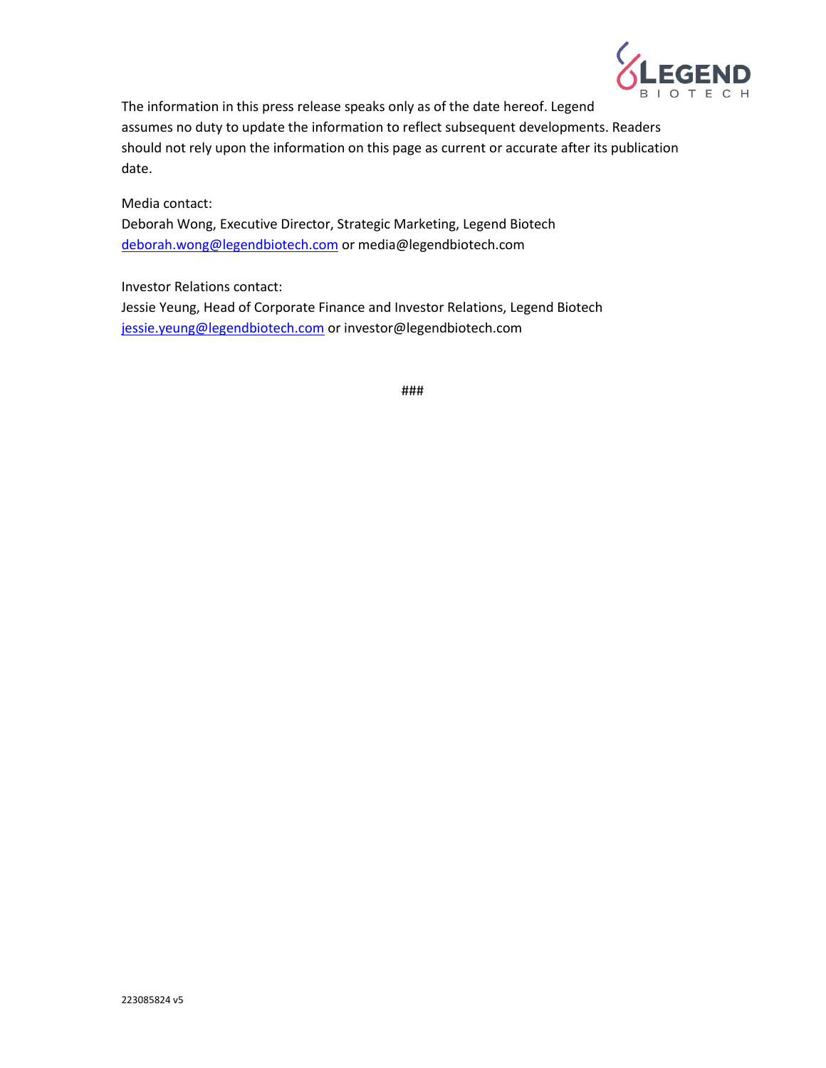The information in this press release speaks only as of the date hereof. Legend assumes no duty to update the information to reflect subsequent developments. Readers should not rely upon the information on this page as current or accurate after its publication date.

Media contact:
Deborah Wong, Executive Director, Strategic Marketing, Legend Biotech
deborah.wong@legendbiotech.com or media@legendbiotech.com

Investor Relations contact:
Jessie Yeung, Head of Corporate Finance and Investor Relations, Legend Biotech
jessie.yeung@legendbiotech.com or investor@legendbiotech.com

###

223085824 v5